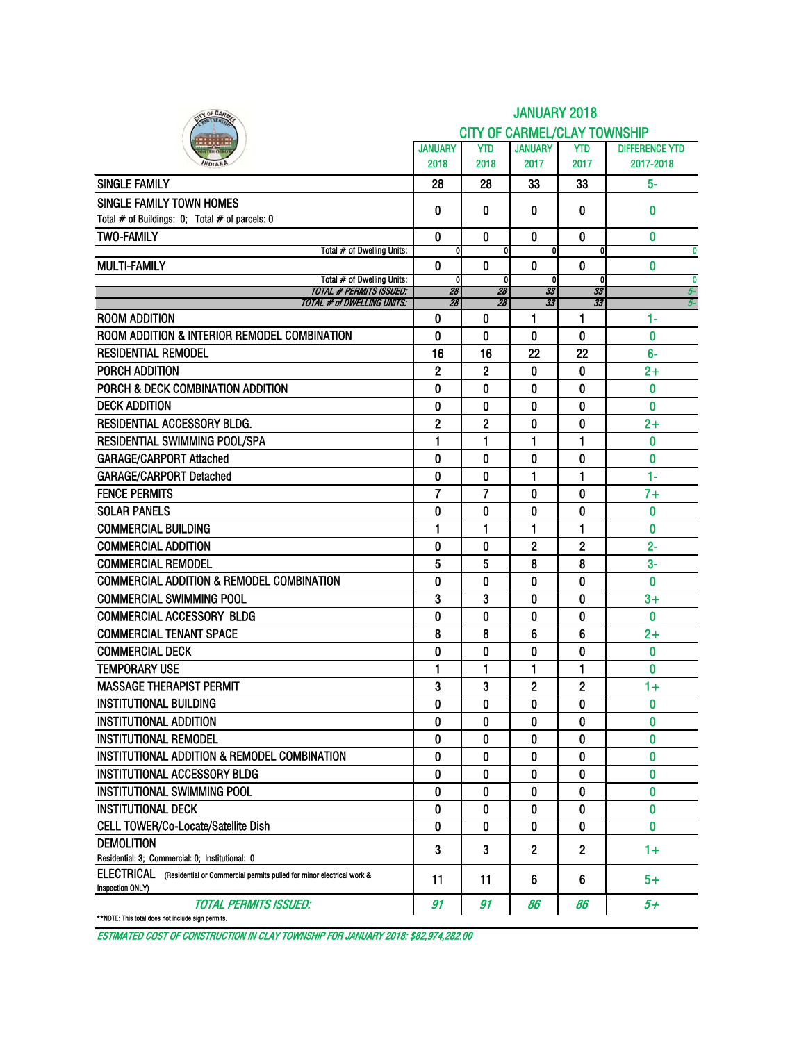# JANUARY 2018

## CITY OF CARMEL/CLAY TOWNSHIP

| | JANUARY 2018 | YTD 2018 | JANUARY 2017 | YTD 2017 | DIFFERENCE YTD 2017-2018 |
|---|---|---|---|---|---|
| SINGLE FAMILY | 28 | 28 | 33 | 33 | 5- |
| SINGLE FAMILY TOWN HOMES<br>Total # of Buildings: 0; Total # of parcels: 0 | 0 | 0 | 0 | 0 | 0 |
| TWO-FAMILY | 0 | 0 | 0 | 0 | 0 |
| Total # of Dwelling Units: | 0 | 0 | 0 | 0 | 0 |
| MULTI-FAMILY | 0 | 0 | 0 | 0 | 0 |
| Total # of Dwelling Units: | 0 | 0 | 0 | 0 | 0 |
| *TOTAL # PERMITS ISSUED:* | *28* | *28* | *33* | *33* | *5-* |
| *TOTAL # of DWELLING UNITS:* | *28* | *28* | *33* | *33* | *5-* |
| ROOM ADDITION | 0 | 0 | 1 | 1 | 1- |
| ROOM ADDITION & INTERIOR REMODEL COMBINATION | 0 | 0 | 0 | 0 | 0 |
| RESIDENTIAL REMODEL | 16 | 16 | 22 | 22 | 6- |
| PORCH ADDITION | 2 | 2 | 0 | 0 | 2+ |
| PORCH & DECK COMBINATION ADDITION | 0 | 0 | 0 | 0 | 0 |
| DECK ADDITION | 0 | 0 | 0 | 0 | 0 |
| RESIDENTIAL ACCESSORY BLDG. | 2 | 2 | 0 | 0 | 2+ |
| RESIDENTIAL SWIMMING POOL/SPA | 1 | 1 | 1 | 1 | 0 |
| GARAGE/CARPORT Attached | 0 | 0 | 0 | 0 | 0 |
| GARAGE/CARPORT Detached | 0 | 0 | 1 | 1 | 1- |
| FENCE PERMITS | 7 | 7 | 0 | 0 | 7+ |
| SOLAR PANELS | 0 | 0 | 0 | 0 | 0 |
| COMMERCIAL BUILDING | 1 | 1 | 1 | 1 | 0 |
| COMMERCIAL ADDITION | 0 | 0 | 2 | 2 | 2- |
| COMMERCIAL REMODEL | 5 | 5 | 8 | 8 | 3- |
| COMMERCIAL ADDITION & REMODEL COMBINATION | 0 | 0 | 0 | 0 | 0 |
| COMMERCIAL SWIMMING POOL | 3 | 3 | 0 | 0 | 3+ |
| COMMERCIAL ACCESSORY BLDG | 0 | 0 | 0 | 0 | 0 |
| COMMERCIAL TENANT SPACE | 8 | 8 | 6 | 6 | 2+ |
| COMMERCIAL DECK | 0 | 0 | 0 | 0 | 0 |
| TEMPORARY USE | 1 | 1 | 1 | 1 | 0 |
| MASSAGE THERAPIST PERMIT | 3 | 3 | 2 | 2 | 1+ |
| INSTITUTIONAL BUILDING | 0 | 0 | 0 | 0 | 0 |
| INSTITUTIONAL ADDITION | 0 | 0 | 0 | 0 | 0 |
| INSTITUTIONAL REMODEL | 0 | 0 | 0 | 0 | 0 |
| INSTITUTIONAL ADDITION & REMODEL COMBINATION | 0 | 0 | 0 | 0 | 0 |
| INSTITUTIONAL ACCESSORY BLDG | 0 | 0 | 0 | 0 | 0 |
| INSTITUTIONAL SWIMMING POOL | 0 | 0 | 0 | 0 | 0 |
| INSTITUTIONAL DECK | 0 | 0 | 0 | 0 | 0 |
| CELL TOWER/Co-Locate/Satellite Dish | 0 | 0 | 0 | 0 | 0 |
| DEMOLITION<br>Residential: 3; Commercial: 0; Institutional: 0 | 3 | 3 | 2 | 2 | 1+ |
| ELECTRICAL (Residential or Commercial permits pulled for minor electrical work & inspection ONLY) | 11 | 11 | 6 | 6 | 5+ |
| *TOTAL PERMITS ISSUED:* | *91* | *91* | *86* | *86* | *5+* |

**NOTE: This total does not include sign permits.

*ESTIMATED COST OF CONSTRUCTION IN CLAY TOWNSHIP FOR JANUARY 2018: $82,974,282.00*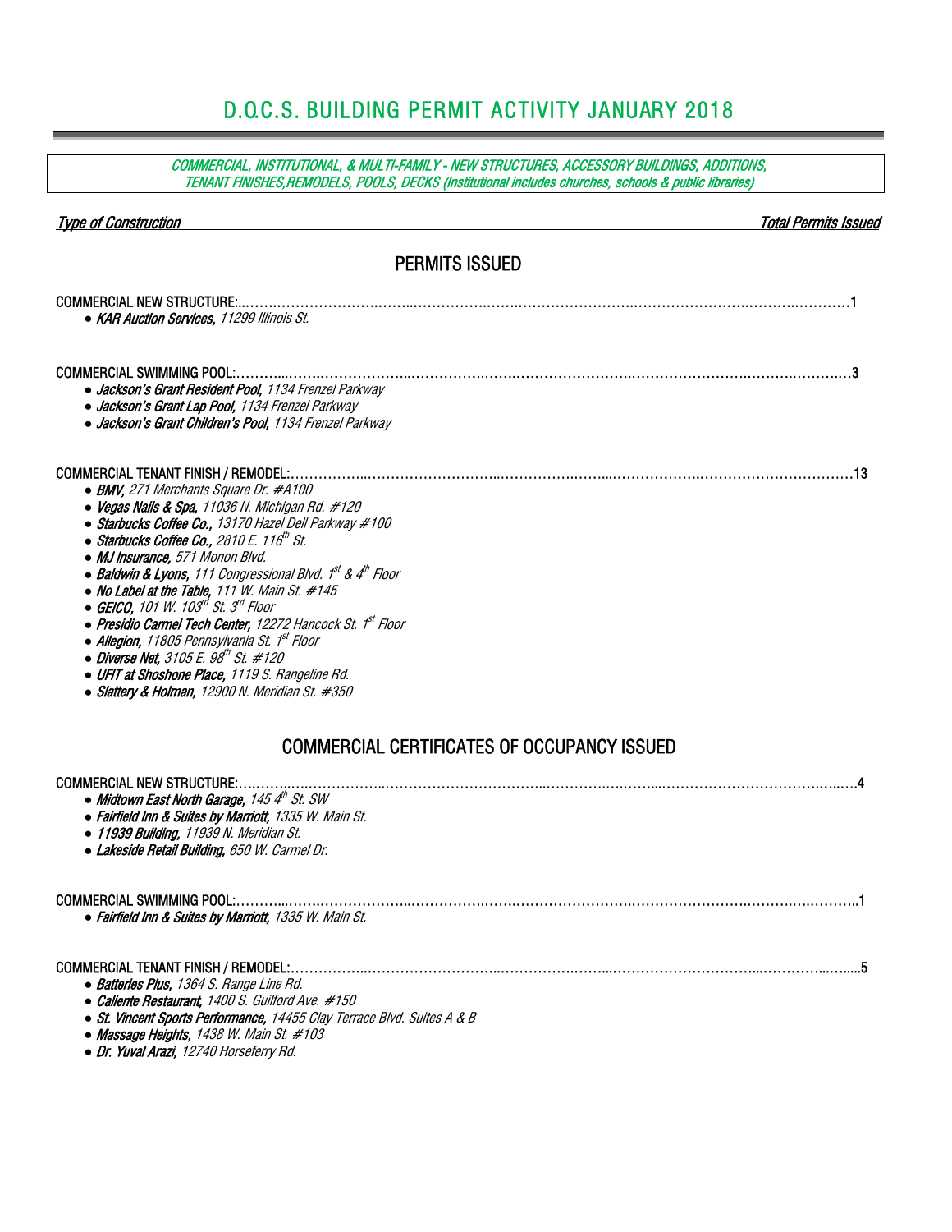# D.O.C.S. BUILDING PERMIT ACTIVITY JANUARY 2018

*COMMERCIAL, INSTITUTIONAL, & MULTI-FAMILY - NEW STRUCTURES, ACCESSORY BUILDINGS, ADDITIONS, TENANT FINISHES,REMODELS, POOLS, DECKS (Institutional includes churches, schools & public libraries)*

| *Type of Construction* | *Total Permits Issued* |
|---|---|

## PERMITS ISSUED

COMMERCIAL NEW STRUCTURE: ... 1

- ***KAR Auction Services,*** *11299 Illinois St.*

COMMERCIAL SWIMMING POOL: ... 3

- ***Jackson's Grant Resident Pool,*** *1134 Frenzel Parkway*
- ***Jackson's Grant Lap Pool,*** *1134 Frenzel Parkway*
- ***Jackson's Grant Children's Pool,*** *1134 Frenzel Parkway*

COMMERCIAL TENANT FINISH / REMODEL: ... 13

- ***BMV,*** *271 Merchants Square Dr. #A100*
- ***Vegas Nails & Spa,*** *11036 N. Michigan Rd. #120*
- ***Starbucks Coffee Co.,*** *13170 Hazel Dell Parkway #100*
- ***Starbucks Coffee Co.,*** *2810 E. 116th St.*
- ***MJ Insurance,*** *571 Monon Blvd.*
- ***Baldwin & Lyons,*** *111 Congressional Blvd. 1st & 4th Floor*
- ***No Label at the Table,*** *111 W. Main St. #145*
- ***GEICO,*** *101 W. 103rd St. 3rd Floor*
- ***Presidio Carmel Tech Center,*** *12272 Hancock St. 1st Floor*
- ***Allegion,*** *11805 Pennsylvania St. 1st Floor*
- ***Diverse Net,*** *3105 E. 98th St. #120*
- ***UFIT at Shoshone Place,*** *1119 S. Rangeline Rd.*
- ***Slattery & Holman,*** *12900 N. Meridian St. #350*

## COMMERCIAL CERTIFICATES OF OCCUPANCY ISSUED

COMMERCIAL NEW STRUCTURE: ... 4

- ***Midtown East North Garage,*** *145 4th St. SW*
- ***Fairfield Inn & Suites by Marriott,*** *1335 W. Main St.*
- ***11939 Building,*** *11939 N. Meridian St.*
- ***Lakeside Retail Building,*** *650 W. Carmel Dr.*

COMMERCIAL SWIMMING POOL: ... 1

- ***Fairfield Inn & Suites by Marriott,*** *1335 W. Main St.*

COMMERCIAL TENANT FINISH / REMODEL: ... 5

- ***Batteries Plus,*** *1364 S. Range Line Rd.*
- ***Caliente Restaurant,*** *1400 S. Guilford Ave. #150*
- ***St. Vincent Sports Performance,*** *14455 Clay Terrace Blvd. Suites A & B*
- ***Massage Heights,*** *1438 W. Main St. #103*
- ***Dr. Yuval Arazi,*** *12740 Horseferry Rd.*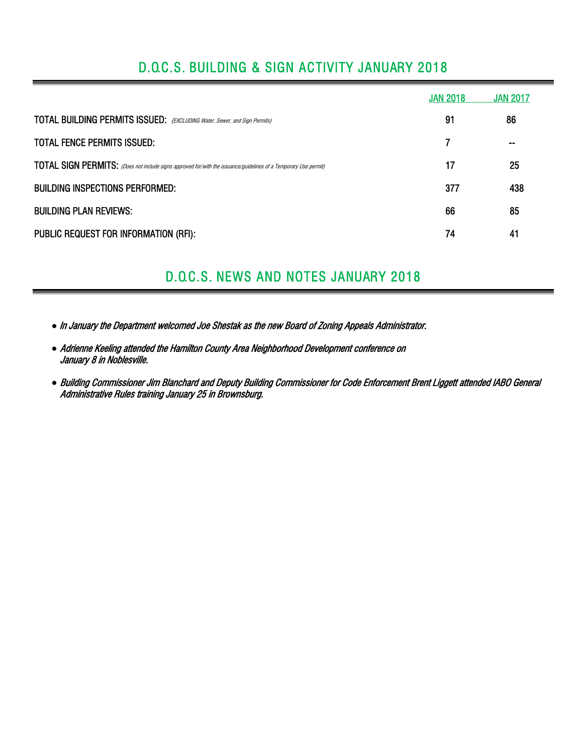## D.O.C.S. BUILDING & SIGN ACTIVITY JANUARY 2018

| | JAN 2018 | JAN 2017 |
|---|---|---|
| **TOTAL BUILDING PERMITS ISSUED:** *(EXCLUDING Water, Sewer, and Sign Permits)* | 91 | 86 |
| TOTAL FENCE PERMITS ISSUED: | 7 | -- |
| **TOTAL SIGN PERMITS:** *(Does not include signs approved for/with the issuance/guidelines of a Temporary Use permit)* | 17 | 25 |
| BUILDING INSPECTIONS PERFORMED: | 377 | 438 |
| BUILDING PLAN REVIEWS: | 66 | 85 |
| PUBLIC REQUEST FOR INFORMATION (RFI): | 74 | 41 |

## D.O.C.S. NEWS AND NOTES JANUARY 2018

- *In January the Department welcomed Joe Shestak as the new Board of Zoning Appeals Administrator.*
- *Adrienne Keeling attended the Hamilton County Area Neighborhood Development conference on January 8 in Noblesville.*
- *Building Commissioner Jim Blanchard and Deputy Building Commissioner for Code Enforcement Brent Liggett attended IABO General Administrative Rules training January 25 in Brownsburg.*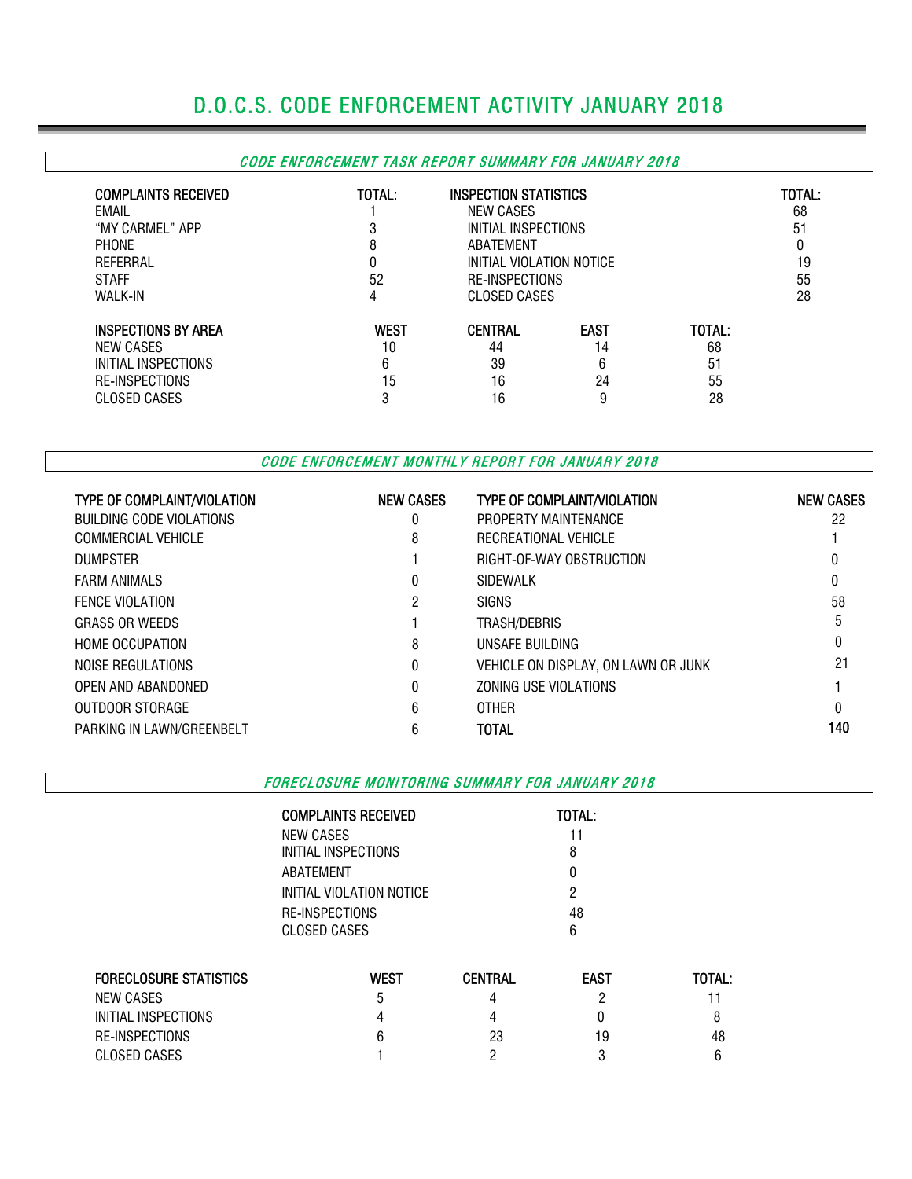# D.O.C.S. CODE ENFORCEMENT ACTIVITY JANUARY 2018

## *CODE ENFORCEMENT TASK REPORT SUMMARY FOR JANUARY 2018*

| COMPLAINTS RECEIVED | TOTAL: | INSPECTION STATISTICS | TOTAL: |
|---|---|---|---|
| EMAIL | 1 | NEW CASES | 68 |
| "MY CARMEL" APP | 3 | INITIAL INSPECTIONS | 51 |
| PHONE | 8 | ABATEMENT | 0 |
| REFERRAL | 0 | INITIAL VIOLATION NOTICE | 19 |
| STAFF | 52 | RE-INSPECTIONS | 55 |
| WALK-IN | 4 | CLOSED CASES | 28 |

| INSPECTIONS BY AREA | WEST | CENTRAL | EAST | TOTAL: |
|---|---|---|---|---|
| NEW CASES | 10 | 44 | 14 | 68 |
| INITIAL INSPECTIONS | 6 | 39 | 6 | 51 |
| RE-INSPECTIONS | 15 | 16 | 24 | 55 |
| CLOSED CASES | 3 | 16 | 9 | 28 |

## *CODE ENFORCEMENT MONTHLY REPORT FOR JANUARY 2018*

| TYPE OF COMPLAINT/VIOLATION | NEW CASES | TYPE OF COMPLAINT/VIOLATION | NEW CASES |
|---|---|---|---|
| BUILDING CODE VIOLATIONS | 0 | PROPERTY MAINTENANCE | 22 |
| COMMERCIAL VEHICLE | 8 | RECREATIONAL VEHICLE | 1 |
| DUMPSTER | 1 | RIGHT-OF-WAY OBSTRUCTION | 0 |
| FARM ANIMALS | 0 | SIDEWALK | 0 |
| FENCE VIOLATION | 2 | SIGNS | 58 |
| GRASS OR WEEDS | 1 | TRASH/DEBRIS | 5 |
| HOME OCCUPATION | 8 | UNSAFE BUILDING | 0 |
| NOISE REGULATIONS | 0 | VEHICLE ON DISPLAY, ON LAWN OR JUNK | 21 |
| OPEN AND ABANDONED | 0 | ZONING USE VIOLATIONS | 1 |
| OUTDOOR STORAGE | 6 | OTHER | 0 |
| PARKING IN LAWN/GREENBELT | 6 | **TOTAL** | **140** |

## *FORECLOSURE MONITORING SUMMARY FOR JANUARY 2018*

| COMPLAINTS RECEIVED | TOTAL: |
|---|---|
| NEW CASES | 11 |
| INITIAL INSPECTIONS | 8 |
| ABATEMENT | 0 |
| INITIAL VIOLATION NOTICE | 2 |
| RE-INSPECTIONS | 48 |
| CLOSED CASES | 6 |

| FORECLOSURE STATISTICS | WEST | CENTRAL | EAST | TOTAL: |
|---|---|---|---|---|
| NEW CASES | 5 | 4 | 2 | 11 |
| INITIAL INSPECTIONS | 4 | 4 | 0 | 8 |
| RE-INSPECTIONS | 6 | 23 | 19 | 48 |
| CLOSED CASES | 1 | 2 | 3 | 6 |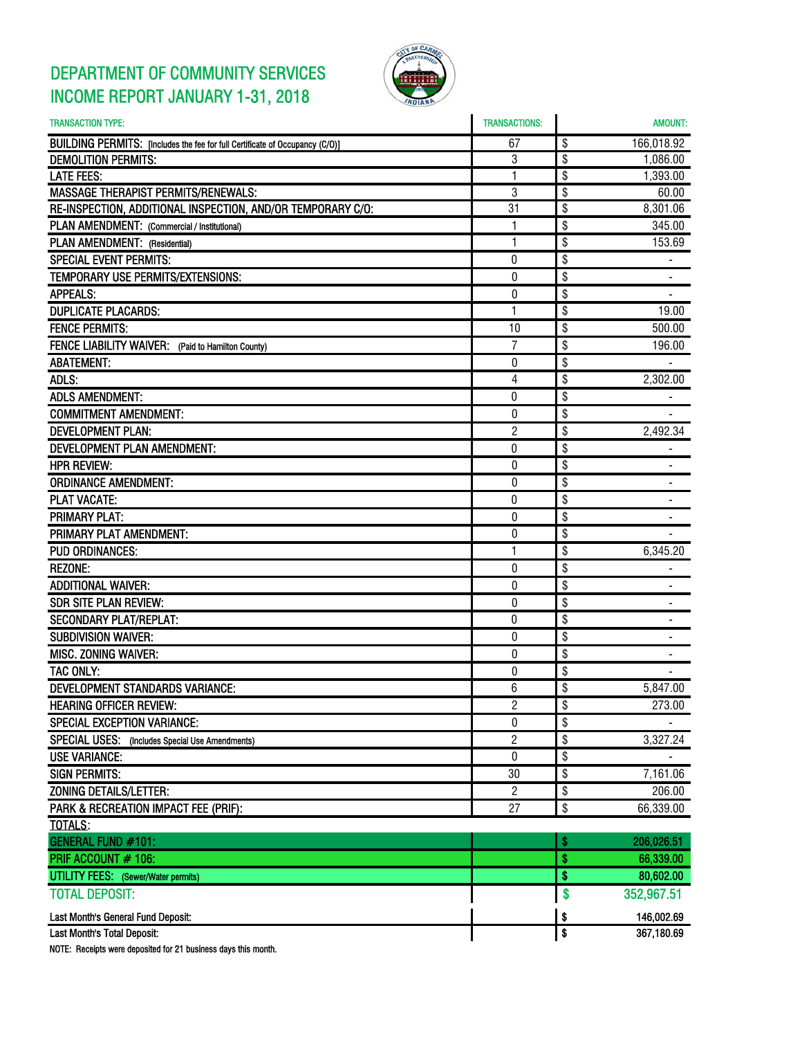# DEPARTMENT OF COMMUNITY SERVICES
# INCOME REPORT JANUARY 1-31, 2018

| TRANSACTION TYPE: | TRANSACTIONS: | | AMOUNT: |
|---|---|---|---|
| BUILDING PERMITS: [Includes the fee for full Certificate of Occupancy (C/O)] | 67 | $ | 166,018.92 |
| DEMOLITION PERMITS: | 3 | $ | 1,086.00 |
| LATE FEES: | 1 | $ | 1,393.00 |
| MASSAGE THERAPIST PERMITS/RENEWALS: | 3 | $ | 60.00 |
| RE-INSPECTION, ADDITIONAL INSPECTION, AND/OR TEMPORARY C/O: | 31 | $ | 8,301.06 |
| PLAN AMENDMENT: (Commercial / Institutional) | 1 | $ | 345.00 |
| PLAN AMENDMENT: (Residential) | 1 | $ | 153.69 |
| SPECIAL EVENT PERMITS: | 0 | $ | - |
| TEMPORARY USE PERMITS/EXTENSIONS: | 0 | $ | - |
| APPEALS: | 0 | $ | - |
| DUPLICATE PLACARDS: | 1 | $ | 19.00 |
| FENCE PERMITS: | 10 | $ | 500.00 |
| FENCE LIABILITY WAIVER: (Paid to Hamilton County) | 7 | $ | 196.00 |
| ABATEMENT: | 0 | $ | - |
| ADLS: | 4 | $ | 2,302.00 |
| ADLS AMENDMENT: | 0 | $ | - |
| COMMITMENT AMENDMENT: | 0 | $ | - |
| DEVELOPMENT PLAN: | 2 | $ | 2,492.34 |
| DEVELOPMENT PLAN AMENDMENT: | 0 | $ | - |
| HPR REVIEW: | 0 | $ | - |
| ORDINANCE AMENDMENT: | 0 | $ | - |
| PLAT VACATE: | 0 | $ | - |
| PRIMARY PLAT: | 0 | $ | - |
| PRIMARY PLAT AMENDMENT: | 0 | $ | - |
| PUD ORDINANCES: | 1 | $ | 6,345.20 |
| REZONE: | 0 | $ | - |
| ADDITIONAL WAIVER: | 0 | $ | - |
| SDR SITE PLAN REVIEW: | 0 | $ | - |
| SECONDARY PLAT/REPLAT: | 0 | $ | - |
| SUBDIVISION WAIVER: | 0 | $ | - |
| MISC. ZONING WAIVER: | 0 | $ | - |
| TAC ONLY: | 0 | $ | - |
| DEVELOPMENT STANDARDS VARIANCE: | 6 | $ | 5,847.00 |
| HEARING OFFICER REVIEW: | 2 | $ | 273.00 |
| SPECIAL EXCEPTION VARIANCE: | 0 | $ | - |
| SPECIAL USES: (Includes Special Use Amendments) | 2 | $ | 3,327.24 |
| USE VARIANCE: | 0 | $ | - |
| SIGN PERMITS: | 30 | $ | 7,161.06 |
| ZONING DETAILS/LETTER: | 2 | $ | 206.00 |
| PARK & RECREATION IMPACT FEE (PRIF): | 27 | $ | 66,339.00 |
| TOTALS: | | | |
| GENERAL FUND #101: | | $ | 206,026.51 |
| PRIF ACCOUNT # 106: | | $ | 66,339.00 |
| UTILITY FEES: (Sewer/Water permits) | | $ | 80,602.00 |
| TOTAL DEPOSIT: | | $ | 352,967.51 |
| Last Month's General Fund Deposit: | | $ | 146,002.69 |
| Last Month's Total Deposit: | | $ | 367,180.69 |

NOTE: Receipts were deposited for 21 business days this month.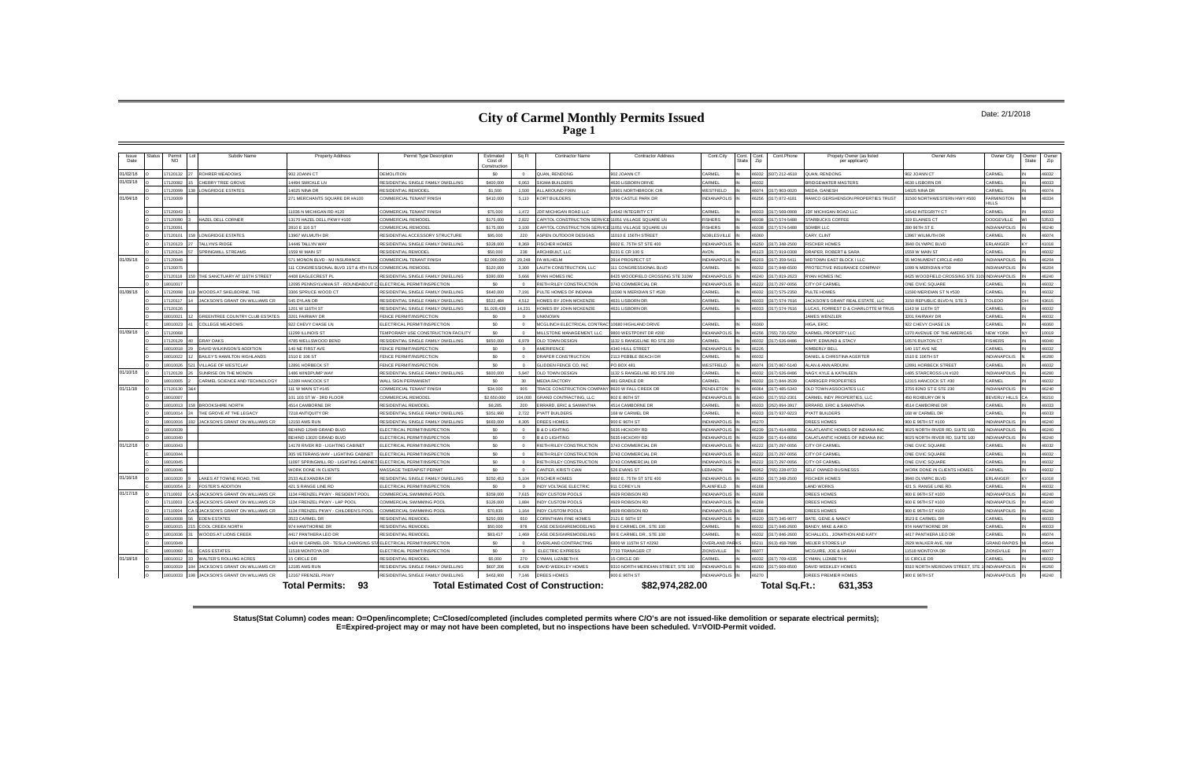# City of Carmel Monthly Permits Issued

Date: 2/1/2018

| Issue Date | Status | Permit NO | Lot | Subdiv Name | Property Address | Permit Type Description | Estimated Cost of Construction | Sq Ft | Contractor Name | Contractor Address | Cont.City | Cont. State | Cont. Zip | Cont.Phone | Propety Owner (as listed per applicant) | Owner Adrs | Owner City | Owner State | Owner Zip |
|---|---|---|---|---|---|---|---|---|---|---|---|---|---|---|---|---|---|---|---|
| 01/02/18 | O | 17120132 | 27 | ROHRER MEADOWS | 902 JOANN CT | DEMOLITION | $0 | 0 | QUAN, RENDONG | 902 JOANN CT | CARMEL | IN | 46032 | (937) 212-4618 | QUAN, RENDONG | 902 JOANN CT | CARMEL | IN | 46032 |
| 01/03/18 | O | 17120082 | 15 | CHERRY TREE GROVE | 14494 SHICKLE LN | RESIDENTIAL SINGLE FAMILY DWELLING | $400,000 | 8,063 | SIGMA BUILDERS | 4630 LISBORN DRIVE | CARMEL | IN | 46033 | | BRIDGEWATER MASTERS | 4630 LISBORN DR | CARMEL | IN | 46033 |
| | O | 17120099 | 138 | LONGRIDGE ESTATES | 14025 NINA DR | RESIDENTIAL REMODEL | $1,500 | 1,500 | ALL AROUND FIXIN | 18901 NORTHBROOK CIR | WESTFIELD | IN | 46074 | (317) 903-0020 | MEDA, GANESH | 14025 NINA DR | CARMEL | IN | 46074 |
| 01/04/18 | O | 17120009 | | | 271 MERCHANTS SQUARE DR #A100 | COMMERCIAL TENANT FINISH | $410,000 | 5,110 | KORT BUILDERS | 8709 CASTLE PARK DR | INDIANAPOLIS | IN | 46256 | (317) 872-4181 | RAMCO GERSHENSON PROPERTIES TRUST | 31500 NORTHWESTERN HWY #300 | FARMINGTON HILLS | MI | 48334 |
| | O | 17120043 | | | 11026 N MICHIGAN RD #120 | COMMERCIAL TENANT FINISH | $75,000 | 1,472 | JDF MICHIGAN ROAD LLC | 14542 INTEGRITY CT | CARMEL | IN | 46033 | (317) 569-0908 | JDF MICHIGAN ROAD LLC | 14542 INTEGRITY CT | CARMEL | IN | 46033 |
| | O | 17120090 | 3 | HAZEL DELL CORNER | 13170 HAZEL DELL PKWY #100 | COMMERCIAL REMODEL | $175,000 | 2,822 | CAPITOL CONSTRUCTION SERVICE | 11051 VILLAGE SQUARE LN | FISHERS | IN | 46038 | (317) 574-5488 | STARBUCKS COFFEE | 319 ELAINES CT | DODGEVILLE | WI | 53533 |
| | O | 17120091 | | | 2910 E 116 ST | COMMERCIAL REMODEL | $175,000 | 3,100 | CAPITOL CONSTRUCTION SERVICE | 11051 VILLAGE SQUARE LN | FISHERS | IN | 46038 | (317) 574-5488 | SDMBR LLC | 280 96TH ST E | INDIANAPOLIS | IN | 46240 |
| | O | 17120101 | 158 | LONGRIDGE ESTATES | 13967 WILMUTH DR | RESIDENTIAL ACCESSORY STRUCTURE | $95,000 | 220 | ASPEN OUTDOOR DESIGNS | 11010 E 156TH STREET | NOBLESVILLE | IN | 46060 | | CARY, CLINT | 13967 WILMUTH DR | CARMEL | IN | 46074 |
| | O | 17120123 | 27 | TALLYN'S RIDGE | 14446 TALLYN WAY | RESIDENTIAL SINGLE FAMILY DWELLING | $328,000 | 8,369 | FISCHER HOMES | 6602 E. 75TH ST STE 400 | INDIANAPOLIS | IN | 46250 | (317) 348-2500 | FISCHER HOMES | 3940 OLYMPIC BLVD | ERLANGER | KY | 41018 |
| | O | 17120124 | 57 | SPRINGMILL STREAMS | 1559 W MAIN ST | RESIDENTIAL REMODEL | $50,000 | 238 | ARCHIBUILT, LLC | 6231 E CR 100 S | AVON | IN | 46123 | (317) 919-0308 | DRAPER, ROBERT & SARA | 1559 W MAIN ST | CARMEL | IN | 46032 |
| 01/05/18 | O | 17120048 | | | 571 MONON BLVD - M2 INSURANCE | COMMERCIAL TENANT FINISH | $2,000,000 | 29,248 | FA WILHELM | 3914 PROSPECT ST | INDIANAPOLIS | IN | 46203 | (317) 359-5411 | MIDTOWN EAST BLOCK I LLC | 55 MONUMENT CIRCLE #450 | INDIANAPOLIS | IN | 46204 |
| | O | 17120075 | | | 11 CONGRESSIONAL BLVD 1ST & 4TH FLO | COMMERCIAL REMODEL | $120,000 | 3,300 | LAUTH CONSTRUCTION, LLC | 111 CONGRESSIONAL BLVD | CARMEL | IN | 46032 | (317) 848-6500 | PROTECTIVE INSURANCE COMPANY | 1099 N MERIDIAN #700 | INDIANAPOLIS | IN | 46204 |
| | O | 17120118 | 150 | THE SANCTUARY AT 116TH STREET | 4408 EAGLECREST PL | RESIDENTIAL SINGLE FAMILY DWELLING | $390,000 | 5,660 | RYAN HOMES INC | 8425 WOODFIELD CROSSING STE 310W | INDIANAPOLIS | IN | 46240 | (317) 819-2623 | RYAN HOMES INC | 8425 WOODFIELD CROSSING STE 310 | INDIANAPOLIS | IN | 46240 |
| | O | 18010017 | | | 12095 PENNSYLVANIA ST - ROUNDABOUT & | ELECTRICAL PERMIT/INSPECTION | $0 | 0 | RIETH RILEY CONSTRUCTION | 3743 COMMERCIAL DR | INDIANAPOLIS | IN | 46222 | (317) 297-0056 | CITY OF CARMEL | ONE CIVIC SQUARE | CARMEL | IN | 46032 |
| 01/08/18 | O | 17120098 | 119 | WOODS AT SHELBORNE, THE | 3306 SPRUCE WOOD CT | RESIDENTIAL SINGLE FAMILY DWELLING | $640,000 | 7,191 | PULTE HOMES OF INDIANA | 11590 N MERIDIAN ST #530 | CARMEL | IN | 46032 | (317) 575-2350 | PULTE HOMES | 11590 MERIDIAN ST N #530 | CARMEL | IN | 46032 |
| | O | 17120117 | 14 | JACKSON'S GRANT ON WILLIAMS CR | 545 DYLAN DR | RESIDENTIAL SINGLE FAMILY DWELLING | $522,484 | 4,512 | HOMES BY JOHN MCKENZIE | 4631 LISBORN DR. | CARMEL | IN | 46033 | (317) 574-7616 | JACKSON'S GRANT REAL ESTATE, LLC | 3150 REPUBLIC BLVD N, STE 3 | TOLEDO | OH | 43615 |
| | O | 17120126 | | | 1201 W 116TH ST | RESIDENTIAL SINGLE FAMILY DWELLING | $1,028,439 | 14,231 | HOMES BY JOHN MCKENZIE | 4631 LISBORN DR. | CARMEL | IN | 46033 | (317) 574-7616 | LUCAS, FORREST D & CHARLOTTE M TRUS | 1143 W 116TH ST | CARMEL | IN | 46032 |
| | O | 18010021 | 12 | GREENTREE COUNTRY CLUB ESTATES | 3201 FAIRWAY DR | FENCE PERMIT/INSPECTION | $0 | 0 | UNKNOWN | | | | | | JAMES WENZLER | 3201 FAIRWAY DR | CARMEL | IN | 46032 |
| | O | 18010023 | 41 | COLLEGE MEADOWS | 922 CHEVY CHASE LN | ELECTRICAL PERMIT/INSPECTION | $0 | 0 | MCGLINCH ELECTRICAL CONTRAC | 10680 HIGHLAND DRIVE | CARMEL | IN | 46060 | | HIGA, ERIC | 922 CHEVY CHASE LN | CARMEL | IN | 46060 |
| 01/09/18 | O | 17120068 | | | 11299 ILLINOIS ST | TEMPORARY USE CONSTRUCTION FACILITY | $0 | 0 | MILLSTONE MANAGEMENT, LLC | 9800 WESTPOINT DR #200 | INDIANAPOLIS | IN | 46256 | (765) 720-5250 | KARMEL PROPERTY LLC | 1370 AVENUE OF THE AMERICAS | NEW YORK | NY | 10019 |
| | O | 17120129 | 40 | GRAY OAKS | 4785 WELLSWOOD BEND | RESIDENTIAL SINGLE FAMILY DWELLING | $650,000 | 6,979 | OLD TOWN DESIGN | 1132 S RANGELINE RD STE 200 | CARMEL | IN | 46032 | (317) 626-8486 | RAPP, EDMUND & STACY | 10576 RUXTON CT | FISHERS | IN | 46040 |
| | C | 18010018 | 29 | DAVID WILKINSON'S ADDITION | 140 NE FIRST AVE | FENCE PERMIT/INSPECTION | $0 | 0 | AMERIFENCE | 4340 HULL STREET | INDIANAPOLIS | IN | 46226 | | KIMBERLY BELL | 140 1ST AVE NE | CARMEL | IN | 46032 |
| | O | 18010022 | 12 | BAILEY'S HAMILTON HIGHLANDS | 1510 E 106 ST | FENCE PERMIT/INSPECTION | $0 | 0 | DRAPER CONSTRUCTION | 2313 PEBBLE BEACH DR | CARMEL | IN | 46032 | | DANIEL & CHRISTINA AGERTER | 1510 E 106TH ST | INDIANAPOLIS | IN | 46280 |
| | O | 18010026 | 521 | VILLAGE OF WESTCLAY | 12891 HORBECK ST | FENCE PERMIT/INSPECTION | $0 | 0 | GLIDDEN FENCE CO, INC | PO BOX 481 | WESTFIELD | IN | 46074 | (317) 867-5140 | ALAN & ANN ARDUINI | 12891 HORBECK STREET | CARMEL | IN | 46032 |
| 01/10/18 | O | 17120128 | 26 | SUNRISE ON THE MONON | 1486 WINDPUMP WAY | RESIDENTIAL SINGLE FAMILY DWELLING | $600,000 | 5,947 | OLD TOWN DESIGN | 1132 S RANGELINE RD STE 200 | CARMEL | IN | 46032 | (317) 626-8486 | NAGY, KYLE & KATHLEEN | 1485 STARCROSS LN #120 | INDIANAPOLIS | IN | 46280 |
| | O | 18010005 | 2 | CARMEL SCIENCE AND TECHNOLOGY | 12289 HANCOCK ST | WALL SIGN PERMANENT | $0 | 30 | MEDIA FACTORY | 481 GRADLE DR | CARMEL | IN | 46032 | (317) 844-3538 | CARRIGER PROPERTIES | 12315 HANCOCK ST. #30 | CARMEL | IN | 46032 |
| 01/11/18 | O | 17120130 | 3&4 | | 131 W MAIN ST #145 | COMMERCIAL TENANT FINISH | $34,000 | 905 | TRACE CONSTRUCTION COMPANY | 8620 W FALL CREEK DR | PENDLETON | IN | 46064 | (317) 485-5343 | OLD TOWN ASSOCIATES LLC | 3755 82ND ST E STE 230 | INDIANAPOLIS | IN | 46240 |
| | O | 18010007 | | | 101 103 ST W - 3RD FLOOR | COMMERCIAL REMODEL | $2,650,000 | 104,000 | GRAND CONTRACTING, LLC | 802 E 96TH ST | INDIANAPOLIS | IN | 46240 | (317) 552-2301 | CARMEL INDY PROPERTIES, LLC | 450 ROXBURY DR N | BEVERLY HILLS | CA | 90210 |
| | O | 18010013 | 158 | BROOKSHIRE NORTH | 4514 CAMBORNE DR | RESIDENTIAL REMODEL | $6,285 | 200 | ERRARD, ERIC & SAMANTHA | 4514 CAMBORNE DR | CARMEL | IN | 46033 | (262) 894-3917 | ERRARD, ERIC & SAMANTHA | 4514 CAMBORNE DR | CARMEL | IN | 46033 |
| | O | 18010014 | 24 | THE GROVE AT THE LEGACY | 7218 ANTIQUITY DR | RESIDENTIAL SINGLE FAMILY DWELLING | $351,390 | 2,722 | PYATT BUILDERS | 168 W CARMEL DR | CARMEL | IN | 46033 | (317) 937-9223 | PYATT BUILDERS | 168 W CARMEL DR | CARMEL | IN | 46033 |
| | O | 18010016 | 182 | JACKSON'S GRANT ON WILLIAMS CR | 12150 AMS RUN | RESIDENTIAL SINGLE FAMILY DWELLING | $663,000 | 8,305 | DREES HOMES | 900 E 96TH ST | INDIANAPOLIS | IN | 46270 | | DREES HOMES | 900 E 96TH ST #100 | INDIANAPOLIS | IN | 46240 |
| | O | 18010039 | | | BEHIND 12949 GRAND BLVD | ELECTRICAL PERMIT/INSPECTION | $0 | 0 | B & D LIGHTING | 5635 HICKORY RD | INDIANAPOLIS | IN | 46239 | (317) 414-8056 | CALATLANTIC HOMES OF INDIANA INC | 9025 NORTH RIVER RD, SUITE 100 | INDIANAPOLIS | IN | 46240 |
| | O | 18010040 | | | BEHIND 13020 GRAND BLVD | ELECTRICAL PERMIT/INSPECTION | $0 | 0 | B & D LIGHTING | 5635 HICKORY RD | INDIANAPOLIS | IN | 46239 | (317) 414-8056 | CALATLANTIC HOMES OF INDIANA INC | 9025 NORTH RIVER RD, SUITE 100 | INDIANAPOLIS | IN | 46240 |
| 01/12/18 | O | 18010043 | | | 14178 RIVER RD - LIGHTING CABINET | ELECTRICAL PERMIT/INSPECTION | $0 | 0 | RIETH RILEY CONSTRUCTION | 3743 COMMERCIAL DR | INDIANAPOLIS | IN | 46222 | (317) 297-0056 | CITY OF CARMEL | ONE CIVIC SQUARE | CARMEL | IN | 46032 |
| | O | 18010044 | | | 305 VETERANS WAY - LIGHTING CABINET | ELECTRICAL PERMIT/INSPECTION | $0 | 0 | RIETH RILEY CONSTRUCTION | 3743 COMMERCIAL DR | INDIANAPOLIS | IN | 46222 | (317) 297-0056 | CITY OF CARMEL | ONE CIVIC SQUARE | CARMEL | IN | 46032 |
| | O | 18010045 | | | 11097 SPRINGMILL RD - LIGHTING CABINET | ELECTRICAL PERMIT/INSPECTION | $0 | 0 | RIETH RILEY CONSTRUCTION | 3743 COMMERCIAL DR | INDIANAPOLIS | IN | 46222 | (317) 297-0056 | CITY OF CARMEL | ONE CIVIC SQUARE | CARMEL | IN | 46032 |
| | O | 18010046 | | | WORK DONE IN CLIENTS | MASSAGE THERAPIST PERMIT | $0 | 0 | CANTER, KRISTI CIAN | 528 EVANS ST | LEBANON | IN | 46052 | (765) 228-8733 | SELF OWNED BUSINESSS | WORK DONE IN CLIENTS HOMES | CARMEL | IN | 46032 |
| 01/16/18 | O | 18010020 | 8 | LAKES AT TOWNE ROAD, THE | 2533 ALEXANDRA DR | RESIDENTIAL SINGLE FAMILY DWELLING | $250,453 | 5,104 | FISCHER HOMES | 6602 E. 75TH ST STE 400 | INDIANAPOLIS | IN | 46250 | (317) 348-2500 | FISCHER HOMES | 3940 OLYMPIC BLVD | ERLANGER | KY | 41018 |
| | O | 18010054 | 2 | FOSTER'S ADDITION | 421 S RANGE LINE RD | ELECTRICAL PERMIT/INSPECTION | $0 | 0 | INDY VOLTAGE ELECTRIC | 911 COREY LN | PLAINFIELD | IN | 46168 | | LAND WORKS | 421 S. RANGE LINE RD. | CARMEL | IN | 46032 |
| 01/17/18 | O | 17110002 | CA 5 | JACKSON'S GRANT ON WILLIAMS CR | 1134 FRENZEL PKWY - RESIDENT POOL | COMMERCIAL SWIMMING POOL | $359,000 | 7,615 | INDY CUSTOM POOLS | 4929 ROBISON RD | INDIANAPOLIS | IN | 46268 | | DREES HOMES | 900 E 96TH ST #100 | INDIANAPOLIS | IN | 46240 |
| | O | 17110003 | CA 5 | JACKSON'S GRANT ON WILLIAMS CR | 1134 FRENZEL PKWY - LAP POOL | COMMERCIAL SWIMMING POOL | $126,000 | 1,884 | INDY CUSTOM POOLS | 4929 ROBISON RD | INDIANAPOLIS | IN | 46268 | | DREES HOMES | 900 E 96TH ST #100 | INDIANAPOLIS | IN | 46240 |
| | O | 17110004 | CA 5 | JACKSON'S GRANT ON WILLIAMS CR | 1134 FRENZEL PKWY - CHILDREN'S POOL | COMMERCIAL SWIMMING POOL | $70,835 | 1,164 | INDY CUSTOM POOLS | 4929 ROBISON RD | INDIANAPOLIS | IN | 46268 | | DREES HOMES | 900 E 96TH ST #100 | INDIANAPOLIS | IN | 46240 |
| | O | 18010008 | 56 | EDEN ESTATES | 3523 CARMEL DR | RESIDENTIAL REMODEL | $250,000 | 650 | CORINTHIAN FINE HOMES | 2121 E 56TH ST | INDIANAPOLIS | IN | 46220 | (317) 345-9077 | BATE, GENE & NANCY | 3523 E CARMEL DR | CARMEL | IN | 46033 |
| | O | 18010015 | 215 | COOL CREEK NORTH | 974 HAWTHORNE DR | RESIDENTIAL REMODEL | $50,000 | 978 | CASE DESIGN/REMODELING | 99 E CARMEL DR., STE 100 | CARMEL | IN | 46032 | (317) 846-2600 | BANDY, MIKE & AIKO | 974 HAWTHORNE DR | CARMEL | IN | 46033 |
| | O | 18010036 | 31 | WOODS AT LIONS CREEK | 4417 PANTHERA LEO DR | RESIDENTIAL REMODEL | $83,417 | 1,469 | CASE DESIGN/REMODELING | 99 E CARMEL DR., STE 100 | CARMEL | IN | 46032 | (317) 846-2600 | SCHALLIOL, JONATHON AND KATY | 4417 PANTHERA LEO DR | CARMEL | IN | 46074 |
| | O | 18010049 | | | 1424 W CARMEL DR - TESLA CHARGING STA | ELECTRICAL PERMIT/INSPECTION | $0 | 0 | OVERLAND CONTRACTING | 6800 W 115TH ST #2292 | OVERLAND PARKS | KS | 66211 | (913) 458-7686 | MEIJER STORES LP | 2929 WALKER AVE, NW | GRAND RAPIDS | MI | 49544 |
| | O | 18010060 | 41 | CASS ESTATES | 11518 MONTOYA DR | ELECTRICAL PERMIT/INSPECTION | $0 | 0 | ELECTRIC EXPRESS | 7733 TRANAGER CT | ZIONSVILLE | IN | 46077 | | MCGUIRE, JOE & SARAH | 11518 MONTOYA DR | ZIONSVILLE | IN | 46077 |
| 01/18/18 | O | 18010012 | 33 | WALTER'S ROLLING ACRES | 15 CIRCLE DR | RESIDENTIAL REMODEL | $5,000 | 270 | CYMAN, LIZABETH K | 15 CIRCLE DR | CARMEL | IN | 46032 | (317) 709-4335 | CYMAN, LIZABETH K | 15 CIRCLE DR | CARMEL | IN | 46032 |
| | O | 18010019 | 184 | JACKSON'S GRANT ON WILLIAMS CR | 12185 AMS RUN | RESIDENTIAL SINGLE FAMILY DWELLING | $607,206 | 6,428 | DAVID WEEKLEY HOMES | 9310 NORTH MERIDIAN STREET, STE 100 | INDIANAPOLIS | IN | 46260 | (317) 669-8500 | DAVID WEEKLEY HOMES | 9310 NORTH MERIDIAN STREET, STE 1 | INDIANAPOLIS | IN | 46260 |
| | O | 18010033 | 198 | JACKSON'S GRANT ON WILLIAMS CR | 12167 FRENZEL PKWY | RESIDENTIAL SINGLE FAMILY DWELLING | $463,900 | 7,146 | DREES HOMES | 900 E 96TH ST | INDIANAPOLIS | IN | 46270 | | DREES PREMIER HOMES | 900 E 96TH ST | INDIANAPOLIS | IN | 46240 |

**Total Permits: 93** | **Total Estimated Cost of Construction: $82,974,282.00** | **Total Sq.Ft.: 631,353**

**Status(Stat Column) codes mean: O=Open/incomplete; C=Closed/completed (includes completed permits where C/O's are not issued-like demolition or separate electrical permits); E=Expired-project may or may not have been completed, but no inspections have been scheduled. V=VOID-Permit voided.**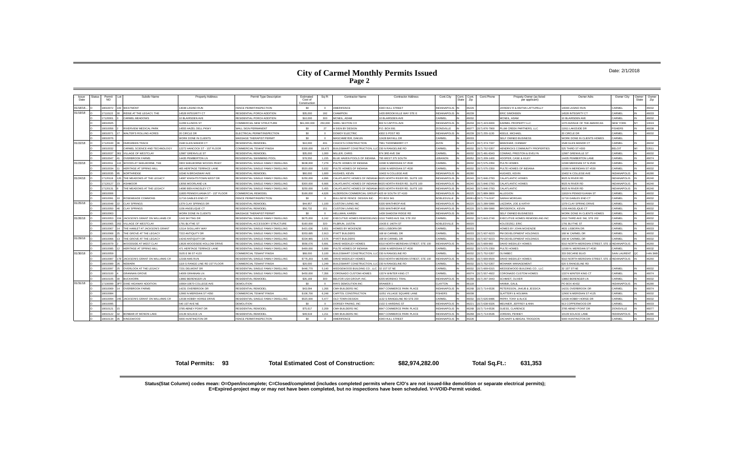# City of Carmel Monthly Permits Issued

Date: 2/1/2018

| Issue Date | Status | Permit NO | Lot | Subdiv Name | Property Address | Permit Type Description | Estimated Cost of Construction | Sq Ft | Contractor Name | Contractor Address | Cont.City | Cont. State | Cont. Zip | Cont.Phone | Propety Owner (as listed per applicant) | Owner Adrs | Owner City | Owner State | Owner Zip |
|---|---|---|---|---|---|---|---|---|---|---|---|---|---|---|---|---|---|---|---|
| 01/18/18 | O | 18010072 | 109 | WESTMONT | 14048 LASINO RUN | FENCE PERMIT/INSPECTION | $0 | 0 | AMERIFENCE | 4340 HULL STREET | INDIANAPOLIS | IN | 46226 | | JAYADEV R & ANITHA LATTUPALLY | 14048 LASINO RUN | CARMEL | IN | 46032 |
| 01/19/18 | O | 17110122 | 30 | RIDGE AT THE LEGACY, THE | 14528 INTEGRITY CT | RESIDENTIAL PORCH ADDITION | $35,000 | 192 | CHAMPION | 1435 BROOKVILLE WAY STE E | INDIANAPOLIS | IN | 46239 | | ERIC SIMONSEN | 14528 INTEGRITY CT | CARMEL | IN | 46033 |
| | O | 17120001 | 3 | CARMEL MEADOWS | 10 BLAIRSDEN AVE | RESIDENTIAL PORCH ADDITION | $10,000 | 300 | MCNEIL, ADAM | 10 BLAIRSDEN AVE | CARMEL | IN | 46032 | | MCNEIL, ADAM | 10 BLAIRSDEN AVE | CARMEL | IN | 46032 |
| | O | 18010025 | | | 11299 ILLINOIS ST | COMMERCIAL NEW STRUCTURE | $61,000,000 | 250,000 | SHIEL SEXTON CO | 902 N CAPITOL AVE | INDIANAPOLIS | IN | 46204 | (317) 423-6000 | KARMEL PROPERTY LLC | 1370 AVENUE OF THE AMERICAS | NEW YORK | NY | 10019 |
| | O | 18010056 | 2 | RIVERVIEW MEDICAL PARK | 14555 HAZEL DELL PKWY | WALL SIGN PERMANENT | $0 | 27 | A SIGN BY DESIGN | P.O. BOX 691 | ZIONSVILLE | IN | 46077 | (317) 876-7900 | PLUM CREEK PARTNERS, LLC | 11911 LAKESIDE DR | FISHERS | IN | 46038 |
| | O | 18010071 | 17 | WALTER'S ROLLING ACRES | 20 CIRCLE DR | ELECTRICAL PERMIT/INSPECTION | $0 | 0 | DOWDY ELECTRIC | 4302 S POST RD | INDIANAPOLIS | IN | 46239 | (317) 255-1130 | KEELE, MICHAEL | 20 CIRCLE DR | CARMEL | IN | 46032 |
| | O | 18010076 | | | WORK DONE IN CLIENTS | MASSAGE THERAPIST PERMIT | $0 | 0 | MASCHMEYER, DAKUN | 12428 BAYHILL DR | CARMEL | IN | 46033 | | SELF OWNED BUSINESS | WORK DONE IN CLIENTS HOMES | CARMEL | | |
| 01/22/18 | O | 17120100 | 36 | FAIRGREEN TRACE | 1548 GLEN MANOR CT | RESIDENTIAL REMODEL | $10,000 | 431 | CHUCK'S CONSTRUCTION | 7961 THORNBERRY CT | AVON | IN | 46123 | (317) 374-7337 | MANOHAR, CHINMAY | 1548 GLEN MANOR CT | CARMEL | IN | 46032 |
| | O | 18010032 | | CARMEL SCIENCE AND TECHNOLOGY | 12272 HANCOCK ST - 1ST FLOOR | COMMERCIAL TENANT FINISH | $300,000 | 18,472 | BUILDSMART CONSTRUCTION, LLC | 230 N RANGELINE RD | CARMEL | IN | 46032 | (317) 752-5357 | HENDRICKS COMMUNITY PROPERTIES | 525 THIRD ST #300 | BELOIT | WI | 53511 |
| | O | 18010037 | 361 | VILLAGE OF WESTCLAY | 12987 GRENVILLE ST | RESIDENTIAL REMODEL | $35,000 | 1,000 | MILLER, CHRIS | 974 3RD AVE SW | CARMEL | IN | 46032 | (317) 491-6343 | CONRAD, PRESTON & EVELYN | 12987 GRENVILLE ST | CARMEL | IN | 46032 |
| | O | 18010047 | 41 | OVERBROOK FARMS | 14435 PEMBERTON LN | RESIDENTIAL SWIMMING POOL | $78,550 | 1,155 | BLUE HAVEN POOLS OF INDIANA | 795 WEST 375 SOUTH | LEBANON | IN | 46052 | (317) 209-1400 | HOOPER, CASE & KILEY | 14435 PEMBERTON LANE | CARMEL | IN | 46074 |
| 01/23/18 | O | 18010011 | 110 | WOODS AT SHELBORNE, THE | 3303 SHELBORNE WOODS PKWY | RESIDENTIAL SINGLE FAMILY DWELLING | $638,000 | 7,279 | PULTE HOMES OF INDIANA | 11590 N MERIDIAN ST #530 | CARMEL | IN | 46032 | (317) 575-2350 | PULTE HOMES | 11590 MERIDIAN ST N #530 | CARMEL | IN | 46032 |
| | O | 18010034 | 11 | HERITAGE AT SPRING MILL | 465 HERITAGE TERRACE LANE | RESIDENTIAL SINGLE FAMILY DWELLING | $520,000 | 5,832 | PULTE HOMES OF INDIANA | 11590 N MERIDIAN ST #530 | CARMEL | IN | 46032 | (317) 575-2350 | PULTE HOMES OF INDIANA | 11590 N MERIDIAN ST #530 | CARMEL | IN | 46032 |
| | O | 18010035 | 95 | NORTHRIDGE | 10340 N BROADWAY AVE | RESIDENTIAL REMODEL | $60,000 | 1,600 | HUGHES, KEVIN | 10402 N COLLEGE AVE | INDIANAPOLIS | IN | 46280 | | HUGHES, KEVIN | 10402 N COLLEGE AVE | INDIANAPOLIS | IN | 46280 |
| 01/24/18 | O | 17120119 | 120 | THE MEADOWS AT THE LEGACY | 14087 KNIGHTSTOWN WEST DR | RESIDENTIAL SINGLE FAMILY DWELLING | $250,000 | 4,896 | CALATLANTIC HOMES OF INDIANA | 9025 NORTH RIVER RD, SUITE 100 | INDIANAPOLIS | IN | 46240 | (317) 846-2783 | CALATLANTIC HOMES | 9025 N RIVER RD | INDIANAPOLIS | IN | 46240 |
| | O | 17120127 | 23 | ASHMOOR | 13050 MOORLAND LN | RESIDENTIAL SINGLE FAMILY DWELLING | $300,000 | 6,666 | CALATLANTIC HOMES OF INDIANA | 9025 NORTH RIVER RD, SUITE 100 | INDIANAPOLIS | IN | 46240 | (317) 846-2783 | CALATLANTIC HOMES | 9025 N RIVER RD | INDIANAPOLIS | IN | 46240 |
| | O | 17120131 | 8 | THE MEADOWS AT THE LEGACY | 14080 BEN KINGSLEY CT | RESIDENTIAL SINGLE FAMILY DWELLING | $250,000 | 5,455 | CALATLANTIC HOMES OF INDIANA | 9025 NORTH RIVER RD, SUITE 100 | INDIANAPOLIS | IN | 46240 | (317) 846-2783 | CALATLANTIC | 9025 N RIVER RD | INDIANAPOLIS | IN | 46240 |
| | O | 18010006 | | | 11805 PENNSYLVANIA ST - 1ST FLOOR | COMMERCIAL REMODEL | $166,000 | 4,626 | ALDERSON COMMERCIAL GROUP | 425 W SOUTH ST #100 | INDIANAPOLIS | IN | 46225 | (317) 889-3800 | ALLEGION | 11819 N PENNSYLVANIA ST | CARMEL | IN | 46032 |
| | O | 18010091 | 10 | ROSEMEADE COMMONS | 11716 GABLES END CT | FENCE PERMIT/INSPECTION | $0 | 0 | BULLSEYE FENCE DESIGN INC. | PO BOX 941 | NOBLESVILLE | IN | 46061-0941 | (317) 774-0197 | SARAH MORGAN | 11716 GABLES END CT | CARMEL | IN | 46032 |
| 01/25/18 | O | 18010048 | 22 | CLAY SPRINGS | 1379 CLAY SPRINGS DR | RESIDENTIAL REMODEL | $44,957 | 1,100 | CUSTOM LIVING INC | 5335 WINTHROP AVE | INDIANAPOLIS | IN | 46220 | (317) 289-5990 | LAZZARA, JOE & KATHY | 1379 CLAY SPRING DRIVE | CARMEL | IN | 46032 |
| | O | 18010050 | 46 | CLAY SPRINGS | 1156 ANGELIQUE CT | RESIDENTIAL REMODEL | $56,732 | 151 | CUSTOM LIVING INC | 5335 WINTHROP AVE | INDIANAPOLIS | IN | 46220 | (317) 289-5990 | BRODERICK, KEVIN | 1156 ANGELIQUE CT | CARMEL | IN | 46032 |
| | O | 18010063 | | | WORK DONE IN CLIENTS | MASSAGE THERAPIST PERMIT | $0 | 0 | HELLMAN, KAREN | 1439 SHADOW RIDGE RD | INDIANAPOLIS | IN | 46280 | | SELF OWNED BUSINESSS | WORK DONE IN CLIENTS HOMES | CARMEL | IN | 46032 |
| 01/26/18 | O | 18010053 | 104 | JACKSON'S GRANT ON WILLIAMS CR | 1243 SKYTAG DR | RESIDENTIAL SINGLE FAMILY DWELLING | $675,000 | 8,242 | EXECUTIVE HOMES REMODELING | 1010 THIRD AVE SW, STE 202 | CARMEL | IN | 46032 | (317) 843-2740 | EXECUTIVE HOMES REMODELING INC | 1010 THIRD AVE SW, STE 202 | CARMEL | IN | 46032 |
| | O | 18010065 | 202 | VILLAGE OF WESTCLAY | 1791 BLYTHE ST | RESIDENTIAL ACCESSORY STRUCTURE | $160,000 | 320 | FILBRUN, JUSTIN | 15435 E 146TH ST | NOBLESVILLE | IN | 46060 | | KOLODZIEJ, ERIC | 1791 BLYTHE ST | CARMEL | IN | 46032 |
| | O | 18010067 | 14 | THE HAMLET AT JACKSON'S GRANT | 12114 SIGILLARY WAY | RESIDENTIAL SINGLE FAMILY DWELLING | $421,626 | 3,651 | HOMES BY MCKENZIE | 4631 LISBORN DR | CARMEL | IN | 46033 | | HOMES BY JOHN MCKENZIE | 4631 LISBORN DR. | CARMEL | IN | 46033 |
| | O | 18010068 | 25 | THE GROVE AT THE LEGACY | 7222 ANTIQUITY DR | RESIDENTIAL SINGLE FAMILY DWELLING | $353,085 | 2,913 | PYATT BUILDERS | 168 W CARMEL DR | CARMEL | IN | 46033 | (317) 937-9223 | PM DEVELOPMENT HOLDINGS | 168 W CARMEL DR | CARMEL | IN | 46032 |
| | O | 18010066 | 13 | THE GROVE AT THE LEGACY | 14243 ANTIQUITY DR | RESIDENTIAL SINGLE FAMILY DWELLING | $334,965 | 2,576 | PYATT BUILDERS | 168 W CARMEL DR | CARMEL | IN | 46033 | (317) 937-9223 | PM DEVELOPMENT HOLDINGS | 168 W CARMEL DR | CARMEL | IN | 46032 |
| 01/29/18 | O | 18010079 | 2 | WOODSIDE AT WEST CLAY | 13626 WOODSIDE HOLLOW DRIVE | RESIDENTIAL SINGLE FAMILY DWELLING | $558,076 | 5,691 | DAVID WEEKLEY HOMES | 9310 NORTH MERIDIAN STREET, STE 100 | INDIANAPOLIS | IN | 46260 | (317) 669-860 | DAVID WEEKLEY HOMES | 9310 NORTH MERIDIAN STREET, STE 100 | INDIANAPOLIS | IN | 46260 |
| | O | 18010085 | 12 | HERITAGE AT SPRING MILL | 471 HERITAGE TERRACE LANE | RESIDENTIAL SINGLE FAMILY DWELLING | $469,000 | 5,899 | PULTE HOMES OF INDIANA | 11590 N MERIDIAN ST #530 | CARMEL | IN | 46032 | (317) 575-2350 | PULTE HOMES | 11590 N. MERIDIAN ST #530 | CARMEL | IN | 46032 |
| 01/30/18 | O | 18010059 | | | 3105 E 98 ST #120 | COMMERCIAL TENANT FINISH | $68,000 | 3,100 | BUILDSMART CONSTRUCTION, LLC | 230 N RANGELINE RD | CARMEL | IN | 46032 | (317) 752-5357 | OLYMBEC | 333 DECARIE BLVD | SAIN LAURENT | QC | H4N 3M9 |
| | O | 18010087 | 179 | JACKSON'S GRANT ON WILLIAMS CR | 12168 AMS RUN | RESIDENTIAL SINGLE FAMILY DWELLING | $776,203 | 6,485 | DAVID WEEKLEY HOMES | 9310 NORTH MERIDIAN STREET, STE 100 | INDIANAPOLIS | IN | 46260 | (317) 669-8500 | DAVID WEEKLEY HOMES | 9310 NORTH MERIDIAN STREET, STE 100 | INDIANAPOLIS | IN | 46260 |
| | O | 18010089 | 26 | NEWARK | 1119 S RANGE LINE RD 1ST FLOOR | COMMERCIAL TENANT FINISH | $20,000 | 1,249 | BUILDSMART CONSTRUCTION, LLC | 230 N RANGELINE RD | CARMEL | IN | 46032 | (317) 752-5357 | MOHAWK MANAGEMENT | 620 S RANGELINE RD | CARMEL | IN | |
| | O | 18010097 | 25 | OVERLOOK AT THE LEGACY | 7231 DELMONT DR | RESIDENTIAL SINGLE FAMILY DWELLING | $446,770 | 5,140 | WEDGEWOOD BUILDING CO., LLC | 32 1ST ST NE | CARMEL | IN | 46032 | (317) 669-6315 | WEDGEWOOD BUILDING CO., LLC | 32 1ST ST NE | CARMEL | IN | 46032 |
| | O | 18010100 | 4 | GRANNAN GROVE | 14009 GRANNAN LN | RESIDENTIAL SINGLE FAMILY DWELLING | $450,000 | 7,356 | CORONADO CUSTOM HOMES | 13374 WINTER KING CT | CARMEL | IN | 46074 | (317) 557-4922 | CORONADO CUSTOM HOMES | 13374 WINTER KING CT | CARMEL | IN | 46074 |
| | O | 18010105 | 30 | BUCKHORN | 13882 BERENGER LN | RESIDENTIAL REMODEL | $35,169 | 300 | BELFOR USA GROUP, INC. | 6205 MORENCI TRAIL | INDIANAPOLIS | IN | 46268 | (317) 297-3443 | SCHMIDT, OLIVER | 13882 BERENGER LN | CARMEL | IN | 46032 |
| 01/31/18 | O | 17100099 | 3PT | DIXIE HIGHWAY ADDITION | 10664-10670 COLLEGE AVE | DEMOLITION | $0 | 0 | RAYS DEMOLITION INC | DRAWER 1 | CLAYTON | IN | 46118 | | HANNA, GAIL | PO BOX 40432 | INDIANAPOLIS | IN | 46280 |
| | O | 18010069 | 14 | OVERBROOK FARMS | 14231 OVERBROOK DR | RESIDENTIAL REMODEL | $43,094 | 1,266 | CMH BUILDERS INC | 8847 COMMERCE PARK PLACE | INDIANAPOLIS | IN | 46268 | (317) 714-6536 | PETERSSON, JAKUB & JESSICA | 14231 OVERBROOK DR | CARMEL | IN | 46074 |
| | O | 18010084 | | | 12900 N MERIDIAN ST #350 | COMMERCIAL TENANT FINISH | $106,700 | 6,248 | CAPITOL CONSTRUCTION | 11051 VILLAGE SQUARE LANE | FISHERS | IN | 46038 | | SLATTERY & HOLMAN | 12900 N MERIDIAN ST #125 | CARMEL | IN | 46032 |
| | O | 18010094 | 245 | JACKSON'S GRANT ON WILLIAMS CR | 12038 HOBBY HORSE DRIVE | RESIDENTIAL SINGLE FAMILY DWELLING | $525,000 | 5,477 | OLD TOWN DESIGN | 1132 S RANGELINE RD STE 200 | CARMEL | IN | 46032 | (317) 626-8486 | PAPAY, TONY & ALICE | 12038 HOBBY HORSE DR | CARMEL | IN | 46032 |
| | O | 18010095 | | | 540 1ST AVE NE | DEMOLITION | $0 | 0 | DORSEY PAVING, INC | 2102 S HARDING ST | INDIANAPOLIS | IN | 46221 | (317) 638-9326 | MEUNIER, JEFFREY & ANN | 913 COPPERWOOD DR | CARMEL | IN | 46033 |
| | O | 18010121 | 15 | | 3785 ABNEY POINT DR | RESIDENTIAL REMODEL | $75,617 | 2,209 | CMH BUILDERS INC | 8847 COMMERCE PARK PLACE | INDIANAPOLIS | IN | 46268 | (317) 714-6536 | GUESS, CLARENCE | 3785 ABNEY POINT DR | ZIONSVILLE | IN | 46077 |
| | O | 18010122 | 32 | BONBAR AT MONON LAKE | 10139 SOLACE LN | RESIDENTIAL REMODEL | $49,619 | 1,211 | CMH BUILDERS INC | 8847 COMMERCE PARK PLACE | INDIANAPOLIS | IN | 46268 | (317) 714-6536 | JORDAN, PENNEY | 10139 SOLACE LANE | INDIANAPOLIS | IN | 46280 |
| | O | 18010134 | 35 | KINGSWOOD | 5000 HUNTINGTON DR | FENCE PERMIT/INSPECTION | $0 | 0 | AMERIFENCE | 4340 HULL STREET | INDIANAPOLIS | IN | 46226 | | ZACHARY & ABIGAIL TROGDON | 5000 HUNTINGTON DR | CARMEL | IN | 46033 |

**Total Permits: 93** **Total Estimated Cost of Construction: $82,974,282.00** **Total Sq.Ft.: 631,353**

**Status(Stat Column) codes mean: O=Open/incomplete; C=Closed/completed (includes completed permits where C/O's are not issued-like demolition or separate electrical permits); E=Expired-project may or may not have been completed, but no inspections have been scheduled. V=VOID-Permit voided.**